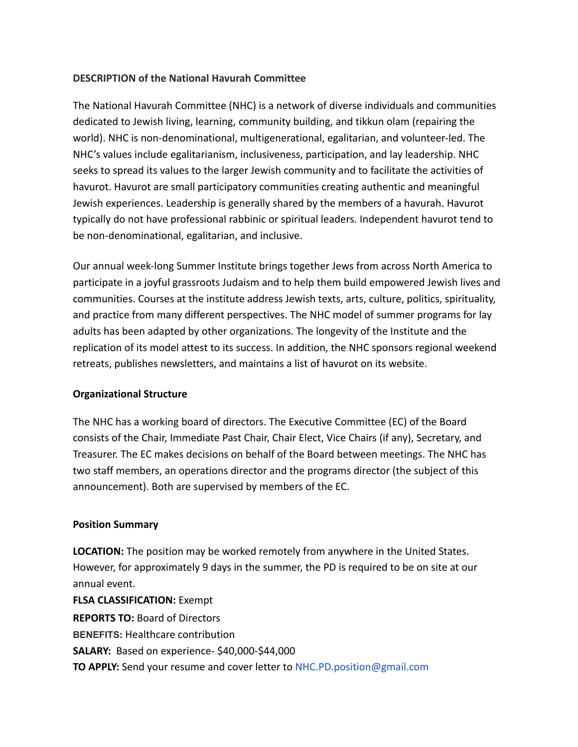**DESCRIPTION of the National Havurah Committee**

The National Havurah Committee (NHC) is a network of diverse individuals and communities dedicated to Jewish living, learning, community building, and tikkun olam (repairing the world). NHC is non-denominational, multigenerational, egalitarian, and volunteer-led. The NHC's values include egalitarianism, inclusiveness, participation, and lay leadership. NHC seeks to spread its values to the larger Jewish community and to facilitate the activities of havurot. Havurot are small participatory communities creating authentic and meaningful Jewish experiences. Leadership is generally shared by the members of a havurah. Havurot typically do not have professional rabbinic or spiritual leaders. Independent havurot tend to be non-denominational, egalitarian, and inclusive.

Our annual week-long Summer Institute brings together Jews from across North America to participate in a joyful grassroots Judaism and to help them build empowered Jewish lives and communities. Courses at the institute address Jewish texts, arts, culture, politics, spirituality, and practice from many different perspectives. The NHC model of summer programs for lay adults has been adapted by other organizations. The longevity of the Institute and the replication of its model attest to its success. In addition, the NHC sponsors regional weekend retreats, publishes newsletters, and maintains a list of havurot on its website.

**Organizational Structure**

The NHC has a working board of directors. The Executive Committee (EC) of the Board consists of the Chair, Immediate Past Chair, Chair Elect, Vice Chairs (if any), Secretary, and Treasurer. The EC makes decisions on behalf of the Board between meetings. The NHC has two staff members, an operations director and the programs director (the subject of this announcement). Both are supervised by members of the EC.

**Position Summary**

**LOCATION:** The position may be worked remotely from anywhere in the United States. However, for approximately 9 days in the summer, the PD is required to be on site at our annual event.

**FLSA CLASSIFICATION:** Exempt

**REPORTS TO:** Board of Directors

**BENEFITS:** Healthcare contribution

**SALARY:** Based on experience- $40,000-$44,000

**TO APPLY:** Send your resume and cover letter to NHC.PD.position@gmail.com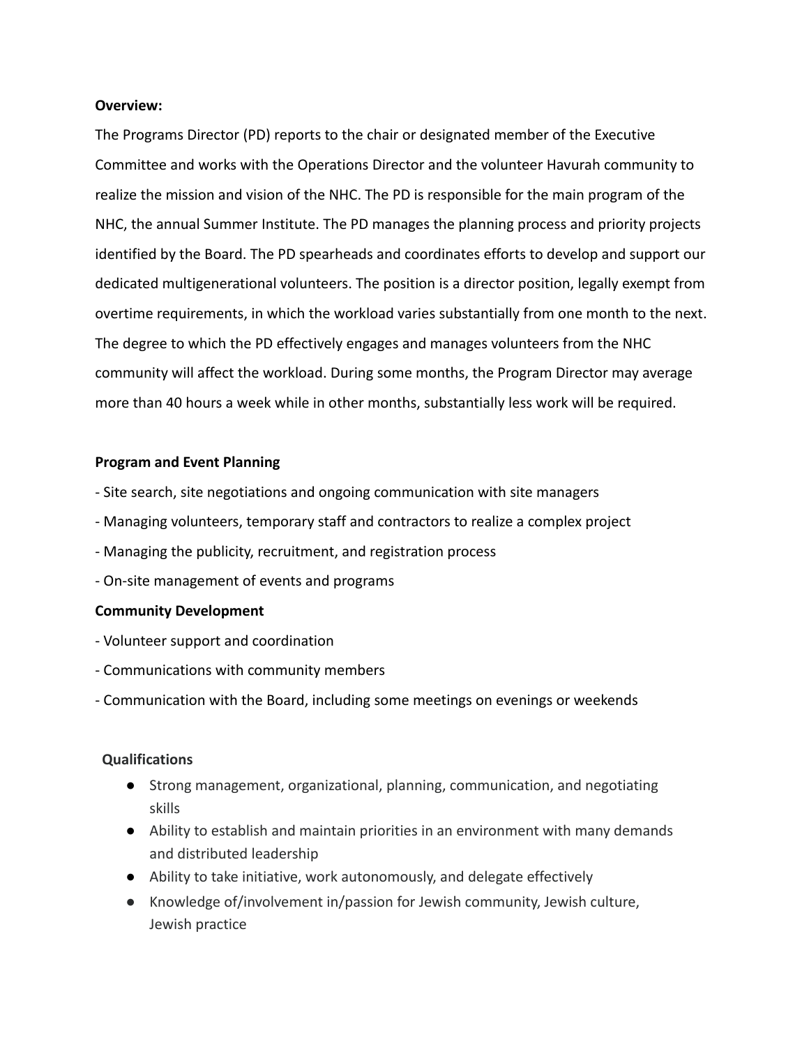**Overview:**

The Programs Director (PD) reports to the chair or designated member of the Executive Committee and works with the Operations Director and the volunteer Havurah community to realize the mission and vision of the NHC. The PD is responsible for the main program of the NHC, the annual Summer Institute. The PD manages the planning process and priority projects identified by the Board. The PD spearheads and coordinates efforts to develop and support our dedicated multigenerational volunteers. The position is a director position, legally exempt from overtime requirements, in which the workload varies substantially from one month to the next. The degree to which the PD effectively engages and manages volunteers from the NHC community will affect the workload. During some months, the Program Director may average more than 40 hours a week while in other months, substantially less work will be required.

**Program and Event Planning**

- Site search, site negotiations and ongoing communication with site managers
- Managing volunteers, temporary staff and contractors to realize a complex project
- Managing the publicity, recruitment, and registration process
- On-site management of events and programs

**Community Development**

- Volunteer support and coordination
- Communications with community members
- Communication with the Board, including some meetings on evenings or weekends

**Qualifications**

- Strong management, organizational, planning, communication, and negotiating skills
- Ability to establish and maintain priorities in an environment with many demands and distributed leadership
- Ability to take initiative, work autonomously, and delegate effectively
- Knowledge of/involvement in/passion for Jewish community, Jewish culture, Jewish practice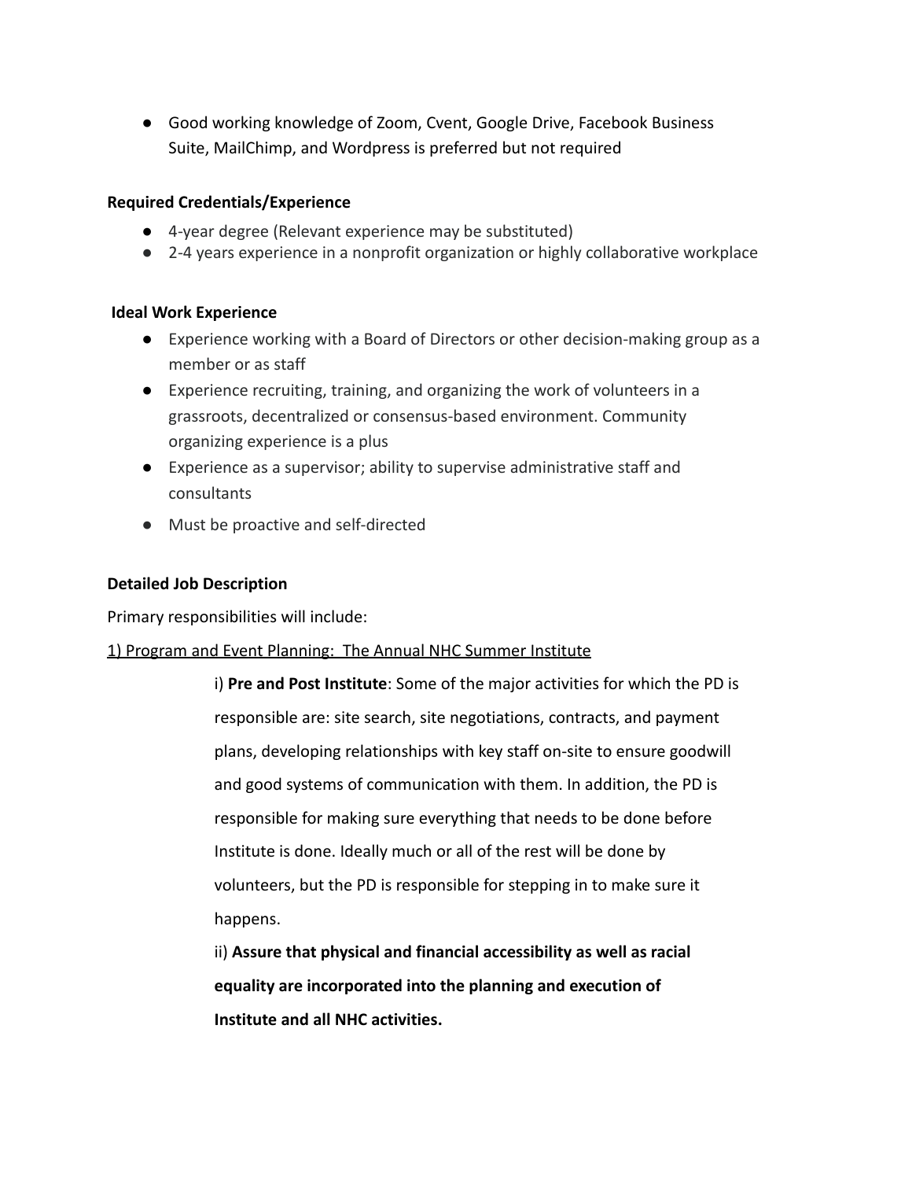- Good working knowledge of Zoom, Cvent, Google Drive, Facebook Business Suite, MailChimp, and Wordpress is preferred but not required

**Required Credentials/Experience**

- 4-year degree (Relevant experience may be substituted)
- 2-4 years experience in a nonprofit organization or highly collaborative workplace

**Ideal Work Experience**

- Experience working with a Board of Directors or other decision-making group as a member or as staff
- Experience recruiting, training, and organizing the work of volunteers in a grassroots, decentralized or consensus-based environment. Community organizing experience is a plus
- Experience as a supervisor; ability to supervise administrative staff and consultants
- Must be proactive and self-directed

**Detailed Job Description**

Primary responsibilities will include:

<u>1) Program and Event Planning: The Annual NHC Summer Institute</u>

i) **Pre and Post Institute**: Some of the major activities for which the PD is responsible are: site search, site negotiations, contracts, and payment plans, developing relationships with key staff on-site to ensure goodwill and good systems of communication with them. In addition, the PD is responsible for making sure everything that needs to be done before Institute is done. Ideally much or all of the rest will be done by volunteers, but the PD is responsible for stepping in to make sure it happens.

ii) **Assure that physical and financial accessibility as well as racial equality are incorporated into the planning and execution of Institute and all NHC activities.**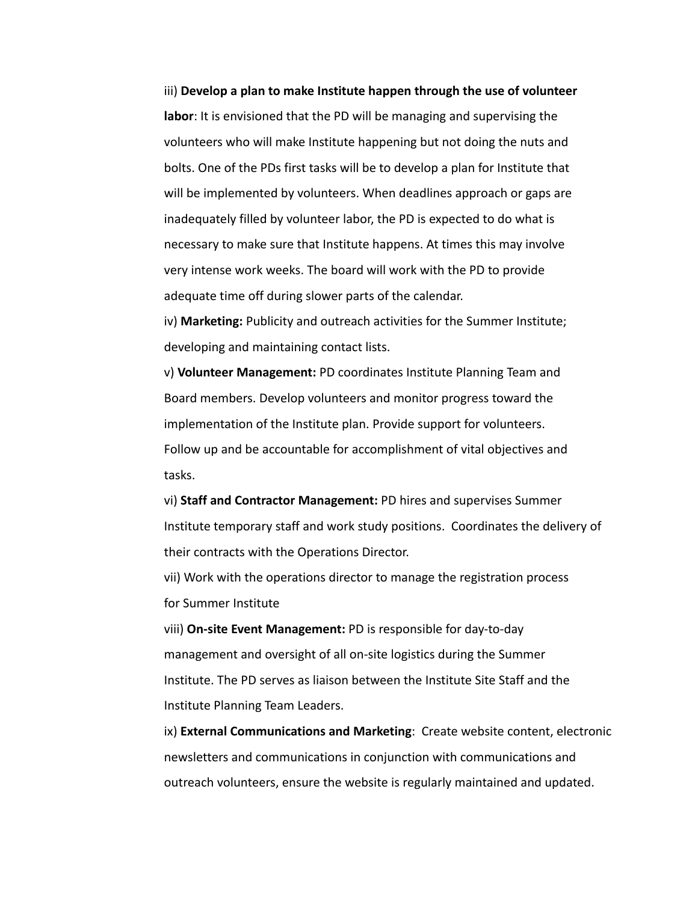iii) **Develop a plan to make Institute happen through the use of volunteer labor**: It is envisioned that the PD will be managing and supervising the volunteers who will make Institute happening but not doing the nuts and bolts. One of the PDs first tasks will be to develop a plan for Institute that will be implemented by volunteers. When deadlines approach or gaps are inadequately filled by volunteer labor, the PD is expected to do what is necessary to make sure that Institute happens. At times this may involve very intense work weeks. The board will work with the PD to provide adequate time off during slower parts of the calendar.

iv) **Marketing:** Publicity and outreach activities for the Summer Institute; developing and maintaining contact lists.

v) **Volunteer Management:** PD coordinates Institute Planning Team and Board members. Develop volunteers and monitor progress toward the implementation of the Institute plan. Provide support for volunteers. Follow up and be accountable for accomplishment of vital objectives and tasks.

vi) **Staff and Contractor Management:** PD hires and supervises Summer Institute temporary staff and work study positions. Coordinates the delivery of their contracts with the Operations Director.

vii) Work with the operations director to manage the registration process for Summer Institute

viii) **On-site Event Management:** PD is responsible for day-to-day management and oversight of all on-site logistics during the Summer Institute. The PD serves as liaison between the Institute Site Staff and the Institute Planning Team Leaders.

ix) **External Communications and Marketing**: Create website content, electronic newsletters and communications in conjunction with communications and outreach volunteers, ensure the website is regularly maintained and updated.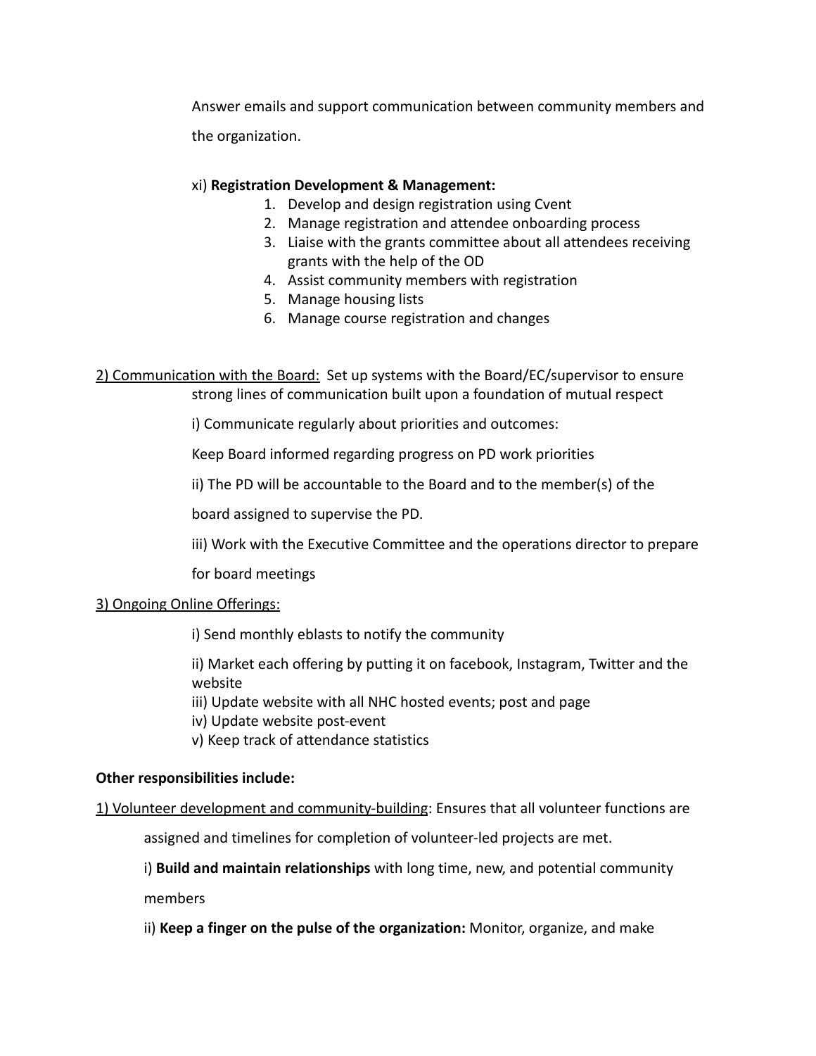Answer emails and support communication between community members and the organization.

xi) **Registration Development & Management:**

1. Develop and design registration using Cvent
2. Manage registration and attendee onboarding process
3. Liaise with the grants committee about all attendees receiving grants with the help of the OD
4. Assist community members with registration
5. Manage housing lists
6. Manage course registration and changes

2) Communication with the Board: Set up systems with the Board/EC/supervisor to ensure strong lines of communication built upon a foundation of mutual respect

i) Communicate regularly about priorities and outcomes:

Keep Board informed regarding progress on PD work priorities

ii) The PD will be accountable to the Board and to the member(s) of the board assigned to supervise the PD.

iii) Work with the Executive Committee and the operations director to prepare for board meetings

3) Ongoing Online Offerings:

i) Send monthly eblasts to notify the community

ii) Market each offering by putting it on facebook, Instagram, Twitter and the website

iii) Update website with all NHC hosted events; post and page

iv) Update website post-event

v) Keep track of attendance statistics

**Other responsibilities include:**

1) Volunteer development and community-building: Ensures that all volunteer functions are assigned and timelines for completion of volunteer-led projects are met.

i) **Build and maintain relationships** with long time, new, and potential community members

ii) **Keep a finger on the pulse of the organization:** Monitor, organize, and make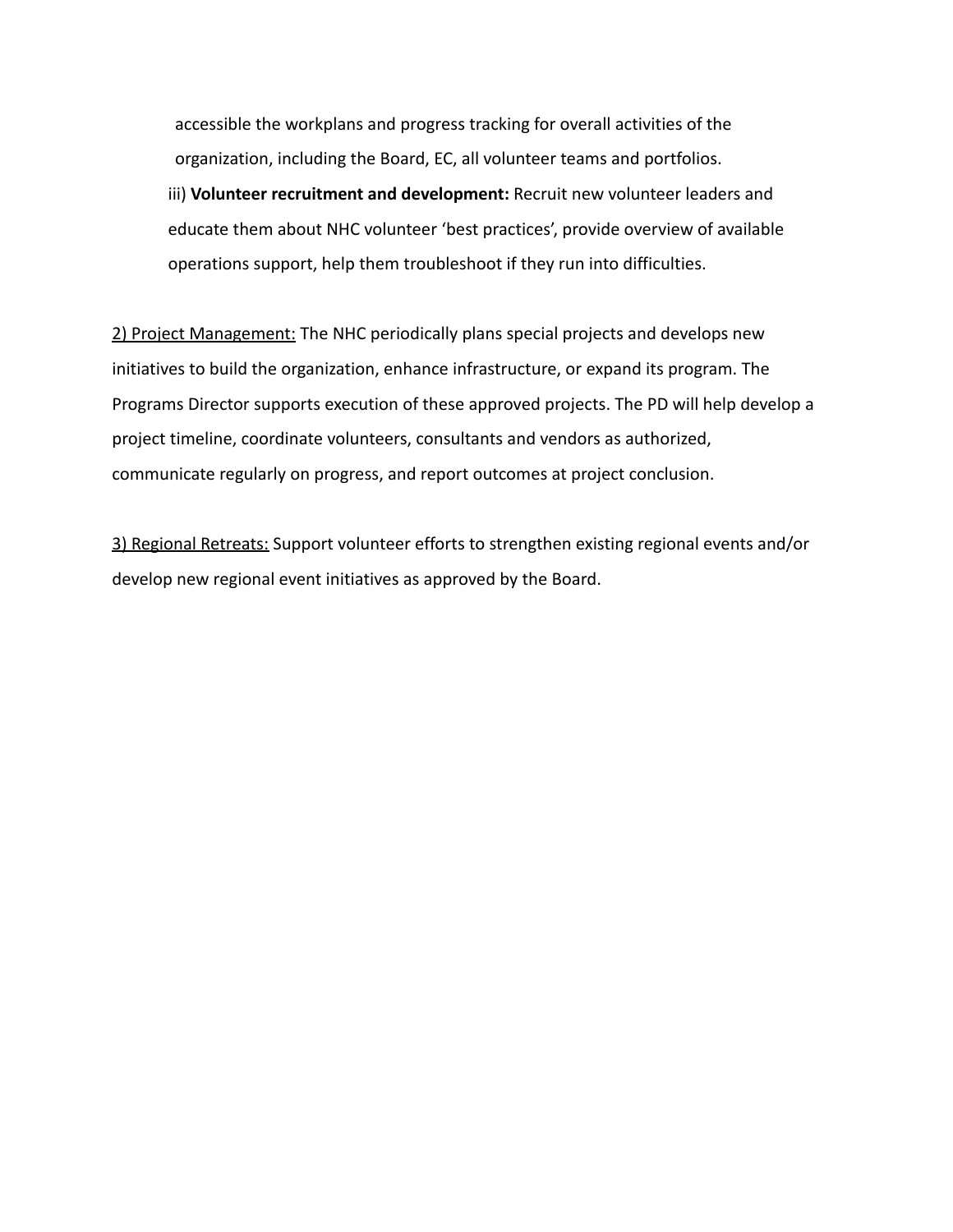accessible the workplans and progress tracking for overall activities of the organization, including the Board, EC, all volunteer teams and portfolios.

iii) **Volunteer recruitment and development:** Recruit new volunteer leaders and educate them about NHC volunteer 'best practices', provide overview of available operations support, help them troubleshoot if they run into difficulties.

<u>2) Project Management:</u> The NHC periodically plans special projects and develops new initiatives to build the organization, enhance infrastructure, or expand its program. The Programs Director supports execution of these approved projects. The PD will help develop a project timeline, coordinate volunteers, consultants and vendors as authorized, communicate regularly on progress, and report outcomes at project conclusion.

<u>3) Regional Retreats:</u> Support volunteer efforts to strengthen existing regional events and/or develop new regional event initiatives as approved by the Board.